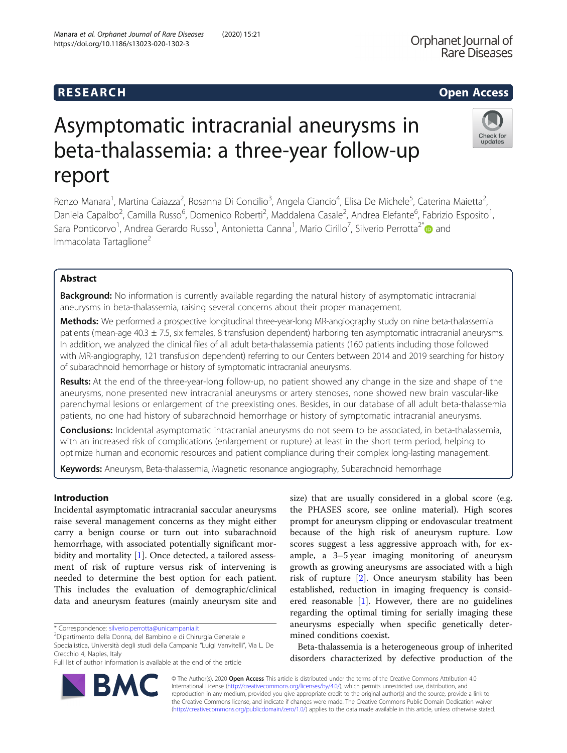RESEARCH Open Access

# Asymptomatic intracranial aneurysms in beta-thalassemia: a three-year follow-up report

Renzo Manara[1], Martina Caiazza[2], Rosanna Di Concilio[3], Angela Ciancio[4], Elisa De Michele[5], Caterina Maietta[2], Daniela Capalbo[2], Camilla Russo[6], Domenico Roberti[2], Maddalena Casale[2], Andrea Elefante[6], Fabrizio Esposito[1], Sara Ponticorvo[1], Andrea Gerardo Russo[1], Antonietta Canna[1], Mario Cirillo[7], Silverio Perrotta[2]* and Immacolata Tartaglione[2]

## Abstract

**Background:** No information is currently available regarding the natural history of asymptomatic intracranial aneurysms in beta-thalassemia, raising several concerns about their proper management.

**Methods:** We performed a prospective longitudinal three-year-long MR-angiography study on nine beta-thalassemia patients (mean-age 40.3 ± 7.5, six females, 8 transfusion dependent) harboring ten asymptomatic intracranial aneurysms. In addition, we analyzed the clinical files of all adult beta-thalassemia patients (160 patients including those followed with MR-angiography, 121 transfusion dependent) referring to our Centers between 2014 and 2019 searching for history of subarachnoid hemorrhage or history of symptomatic intracranial aneurysms.

**Results:** At the end of the three-year-long follow-up, no patient showed any change in the size and shape of the aneurysms, none presented new intracranial aneurysms or artery stenoses, none showed new brain vascular-like parenchymal lesions or enlargement of the preexisting ones. Besides, in our database of all adult beta-thalassemia patients, no one had history of subarachnoid hemorrhage or history of symptomatic intracranial aneurysms.

**Conclusions:** Incidental asymptomatic intracranial aneurysms do not seem to be associated, in beta-thalassemia, with an increased risk of complications (enlargement or rupture) at least in the short term period, helping to optimize human and economic resources and patient compliance during their complex long-lasting management.

**Keywords:** Aneurysm, Beta-thalassemia, Magnetic resonance angiography, Subarachnoid hemorrhage

## Introduction

Incidental asymptomatic intracranial saccular aneurysms raise several management concerns as they might either carry a benign course or turn out into subarachnoid hemorrhage, with associated potentially significant morbidity and mortality [1]. Once detected, a tailored assessment of risk of rupture versus risk of intervening is needed to determine the best option for each patient. This includes the evaluation of demographic/clinical data and aneurysm features (mainly aneurysm site and size) that are usually considered in a global score (e.g. the PHASES score, see online material). High scores prompt for aneurysm clipping or endovascular treatment because of the high risk of aneurysm rupture. Low scores suggest a less aggressive approach with, for example, a 3–5 year imaging monitoring of aneurysm growth as growing aneurysms are associated with a high risk of rupture [2]. Once aneurysm stability has been established, reduction in imaging frequency is considered reasonable [1]. However, there are no guidelines regarding the optimal timing for serially imaging these aneurysms especially when specific genetically determined conditions coexist.

Beta-thalassemia is a heterogeneous group of inherited disorders characterized by defective production of the

\* Correspondence: silverio.perrotta@unicampania.it
[2]Dipartimento della Donna, del Bambino e di Chirurgia Generale e Specialistica, Università degli studi della Campania "Luigi Vanvitelli", Via L. De Crecchio 4, Naples, Italy
Full list of author information is available at the end of the article

© The Author(s). 2020 **Open Access** This article is distributed under the terms of the Creative Commons Attribution 4.0 International License (http://creativecommons.org/licenses/by/4.0/), which permits unrestricted use, distribution, and reproduction in any medium, provided you give appropriate credit to the original author(s) and the source, provide a link to the Creative Commons license, and indicate if changes were made. The Creative Commons Public Domain Dedication waiver (http://creativecommons.org/publicdomain/zero/1.0/) applies to the data made available in this article, unless otherwise stated.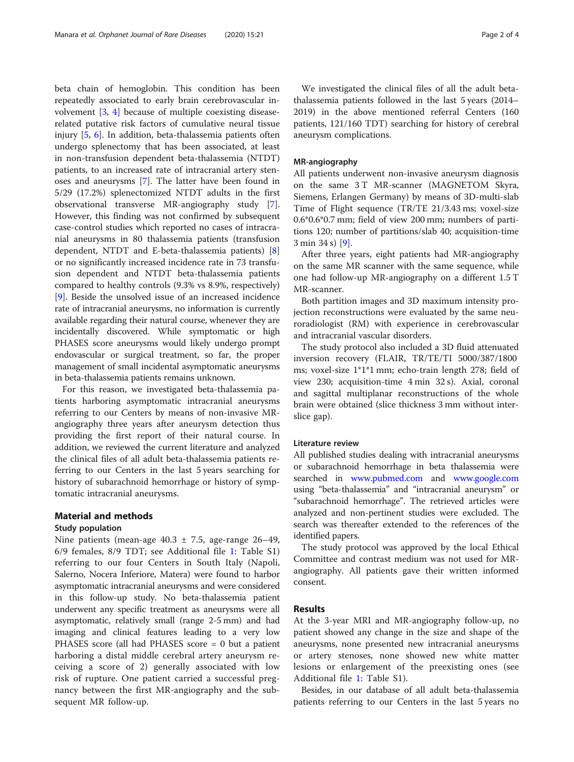beta chain of hemoglobin. This condition has been repeatedly associated to early brain cerebrovascular involvement [3, 4] because of multiple coexisting disease-related putative risk factors of cumulative neural tissue injury [5, 6]. In addition, beta-thalassemia patients often undergo splenectomy that has been associated, at least in non-transfusion dependent beta-thalassemia (NTDT) patients, to an increased rate of intracranial artery stenoses and aneurysms [7]. The latter have been found in 5/29 (17.2%) splenectomized NTDT adults in the first observational transverse MR-angiography study [7]. However, this finding was not confirmed by subsequent case-control studies which reported no cases of intracranial aneurysms in 80 thalassemia patients (transfusion dependent, NTDT and E-beta-thalassemia patients) [8] or no significantly increased incidence rate in 73 transfusion dependent and NTDT beta-thalassemia patients compared to healthy controls (9.3% vs 8.9%, respectively) [9]. Beside the unsolved issue of an increased incidence rate of intracranial aneurysms, no information is currently available regarding their natural course, whenever they are incidentally discovered. While symptomatic or high PHASES score aneurysms would likely undergo prompt endovascular or surgical treatment, so far, the proper management of small incidental asymptomatic aneurysms in beta-thalassemia patients remains unknown.

For this reason, we investigated beta-thalassemia patients harboring asymptomatic intracranial aneurysms referring to our Centers by means of non-invasive MR-angiography three years after aneurysm detection thus providing the first report of their natural course. In addition, we reviewed the current literature and analyzed the clinical files of all adult beta-thalassemia patients referring to our Centers in the last 5 years searching for history of subarachnoid hemorrhage or history of symptomatic intracranial aneurysms.

## Material and methods

### Study population

Nine patients (mean-age 40.3 ± 7.5, age-range 26–49, 6/9 females, 8/9 TDT; see Additional file 1: Table S1) referring to our four Centers in South Italy (Napoli, Salerno, Nocera Inferiore, Matera) were found to harbor asymptomatic intracranial aneurysms and were considered in this follow-up study. No beta-thalassemia patient underwent any specific treatment as aneurysms were all asymptomatic, relatively small (range 2-5 mm) and had imaging and clinical features leading to a very low PHASES score (all had PHASES score = 0 but a patient harboring a distal middle cerebral artery aneurysm receiving a score of 2) generally associated with low risk of rupture. One patient carried a successful pregnancy between the first MR-angiography and the subsequent MR follow-up.

We investigated the clinical files of all the adult beta-thalassemia patients followed in the last 5 years (2014–2019) in the above mentioned referral Centers (160 patients, 121/160 TDT) searching for history of cerebral aneurysm complications.

### MR-angiography

All patients underwent non-invasive aneurysm diagnosis on the same 3 T MR-scanner (MAGNETOM Skyra, Siemens, Erlangen Germany) by means of 3D-multi-slab Time of Flight sequence (TR/TE 21/3.43 ms; voxel-size 0.6*0.6*0.7 mm; field of view 200 mm; numbers of partitions 120; number of partitions/slab 40; acquisition-time 3 min 34 s) [9].

After three years, eight patients had MR-angiography on the same MR scanner with the same sequence, while one had follow-up MR-angiography on a different 1.5 T MR-scanner.

Both partition images and 3D maximum intensity projection reconstructions were evaluated by the same neuroradiologist (RM) with experience in cerebrovascular and intracranial vascular disorders.

The study protocol also included a 3D fluid attenuated inversion recovery (FLAIR, TR/TE/TI 5000/387/1800 ms; voxel-size 1*1*1 mm; echo-train length 278; field of view 230; acquisition-time 4 min 32 s). Axial, coronal and sagittal multiplanar reconstructions of the whole brain were obtained (slice thickness 3 mm without interslice gap).

### Literature review

All published studies dealing with intracranial aneurysms or subarachnoid hemorrhage in beta thalassemia were searched in www.pubmed.com and www.google.com using "beta-thalassemia" and "intracranial aneurysm" or "subarachnoid hemorrhage". The retrieved articles were analyzed and non-pertinent studies were excluded. The search was thereafter extended to the references of the identified papers.

The study protocol was approved by the local Ethical Committee and contrast medium was not used for MR-angiography. All patients gave their written informed consent.

## Results

At the 3-year MRI and MR-angiography follow-up, no patient showed any change in the size and shape of the aneurysms, none presented new intracranial aneurysms or artery stenoses, none showed new white matter lesions or enlargement of the preexisting ones (see Additional file 1: Table S1).

Besides, in our database of all adult beta-thalassemia patients referring to our Centers in the last 5 years no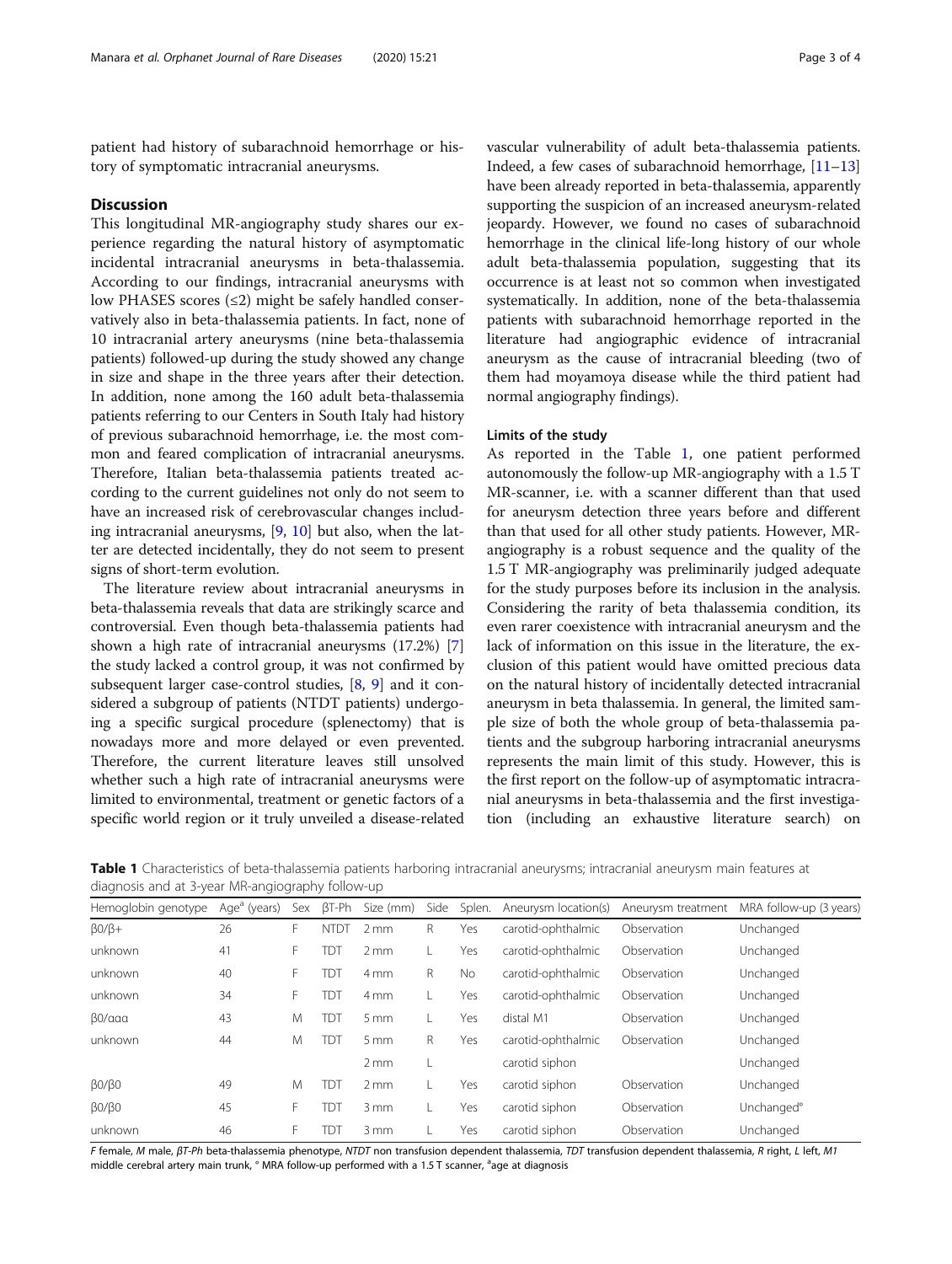patient had history of subarachnoid hemorrhage or history of symptomatic intracranial aneurysms.

## Discussion

This longitudinal MR-angiography study shares our experience regarding the natural history of asymptomatic incidental intracranial aneurysms in beta-thalassemia. According to our findings, intracranial aneurysms with low PHASES scores (≤2) might be safely handled conservatively also in beta-thalassemia patients. In fact, none of 10 intracranial artery aneurysms (nine beta-thalassemia patients) followed-up during the study showed any change in size and shape in the three years after their detection. In addition, none among the 160 adult beta-thalassemia patients referring to our Centers in South Italy had history of previous subarachnoid hemorrhage, i.e. the most common and feared complication of intracranial aneurysms. Therefore, Italian beta-thalassemia patients treated according to the current guidelines not only do not seem to have an increased risk of cerebrovascular changes including intracranial aneurysms, [9, 10] but also, when the latter are detected incidentally, they do not seem to present signs of short-term evolution.

The literature review about intracranial aneurysms in beta-thalassemia reveals that data are strikingly scarce and controversial. Even though beta-thalassemia patients had shown a high rate of intracranial aneurysms (17.2%) [7] the study lacked a control group, it was not confirmed by subsequent larger case-control studies, [8, 9] and it considered a subgroup of patients (NTDT patients) undergoing a specific surgical procedure (splenectomy) that is nowadays more and more delayed or even prevented. Therefore, the current literature leaves still unsolved whether such a high rate of intracranial aneurysms were limited to environmental, treatment or genetic factors of a specific world region or it truly unveiled a disease-related vascular vulnerability of adult beta-thalassemia patients. Indeed, a few cases of subarachnoid hemorrhage, [11–13] have been already reported in beta-thalassemia, apparently supporting the suspicion of an increased aneurysm-related jeopardy. However, we found no cases of subarachnoid hemorrhage in the clinical life-long history of our whole adult beta-thalassemia population, suggesting that its occurrence is at least not so common when investigated systematically. In addition, none of the beta-thalassemia patients with subarachnoid hemorrhage reported in the literature had angiographic evidence of intracranial aneurysm as the cause of intracranial bleeding (two of them had moyamoya disease while the third patient had normal angiography findings).

### Limits of the study

As reported in the Table 1, one patient performed autonomously the follow-up MR-angiography with a 1.5 T MR-scanner, i.e. with a scanner different than that used for aneurysm detection three years before and different than that used for all other study patients. However, MR-angiography is a robust sequence and the quality of the 1.5 T MR-angiography was preliminarily judged adequate for the study purposes before its inclusion in the analysis. Considering the rarity of beta thalassemia condition, its even rarer coexistence with intracranial aneurysm and the lack of information on this issue in the literature, the exclusion of this patient would have omitted precious data on the natural history of incidentally detected intracranial aneurysm in beta thalassemia. In general, the limited sample size of both the whole group of beta-thalassemia patients and the subgroup harboring intracranial aneurysms represents the main limit of this study. However, this is the first report on the follow-up of asymptomatic intracranial aneurysms in beta-thalassemia and the first investigation (including an exhaustive literature search) on

**Table 1** Characteristics of beta-thalassemia patients harboring intracranial aneurysms; intracranial aneurysm main features at diagnosis and at 3-year MR-angiography follow-up

| Hemoglobin genotype | Age[a] (years) | Sex | βT-Ph | Size (mm) | Side | Splen. | Aneurysm location(s) | Aneurysm treatment | MRA follow-up (3 years) |
|---|---|---|---|---|---|---|---|---|---|
| β0/β+ | 26 | F | NTDT | 2 mm | R | Yes | carotid-ophthalmic | Observation | Unchanged |
| unknown | 41 | F | TDT | 2 mm | L | Yes | carotid-ophthalmic | Observation | Unchanged |
| unknown | 40 | F | TDT | 4 mm | R | No | carotid-ophthalmic | Observation | Unchanged |
| unknown | 34 | F | TDT | 4 mm | L | Yes | carotid-ophthalmic | Observation | Unchanged |
| β0/ααα | 43 | M | TDT | 5 mm | L | Yes | distal M1 | Observation | Unchanged |
| unknown | 44 | M | TDT | 5 mm | R | Yes | carotid-ophthalmic | Observation | Unchanged |
| | | | | 2 mm | L | | carotid siphon | | Unchanged |
| β0/β0 | 49 | M | TDT | 2 mm | L | Yes | carotid siphon | Observation | Unchanged |
| β0/β0 | 45 | F | TDT | 3 mm | L | Yes | carotid siphon | Observation | Unchanged° |
| unknown | 46 | F | TDT | 3 mm | L | Yes | carotid siphon | Observation | Unchanged |

*F* female, *M* male, *βT-Ph* beta-thalassemia phenotype, *NTDT* non transfusion dependent thalassemia, *TDT* transfusion dependent thalassemia, *R* right, *L* left, *M1* middle cerebral artery main trunk, ° MRA follow-up performed with a 1.5 T scanner, [a]age at diagnosis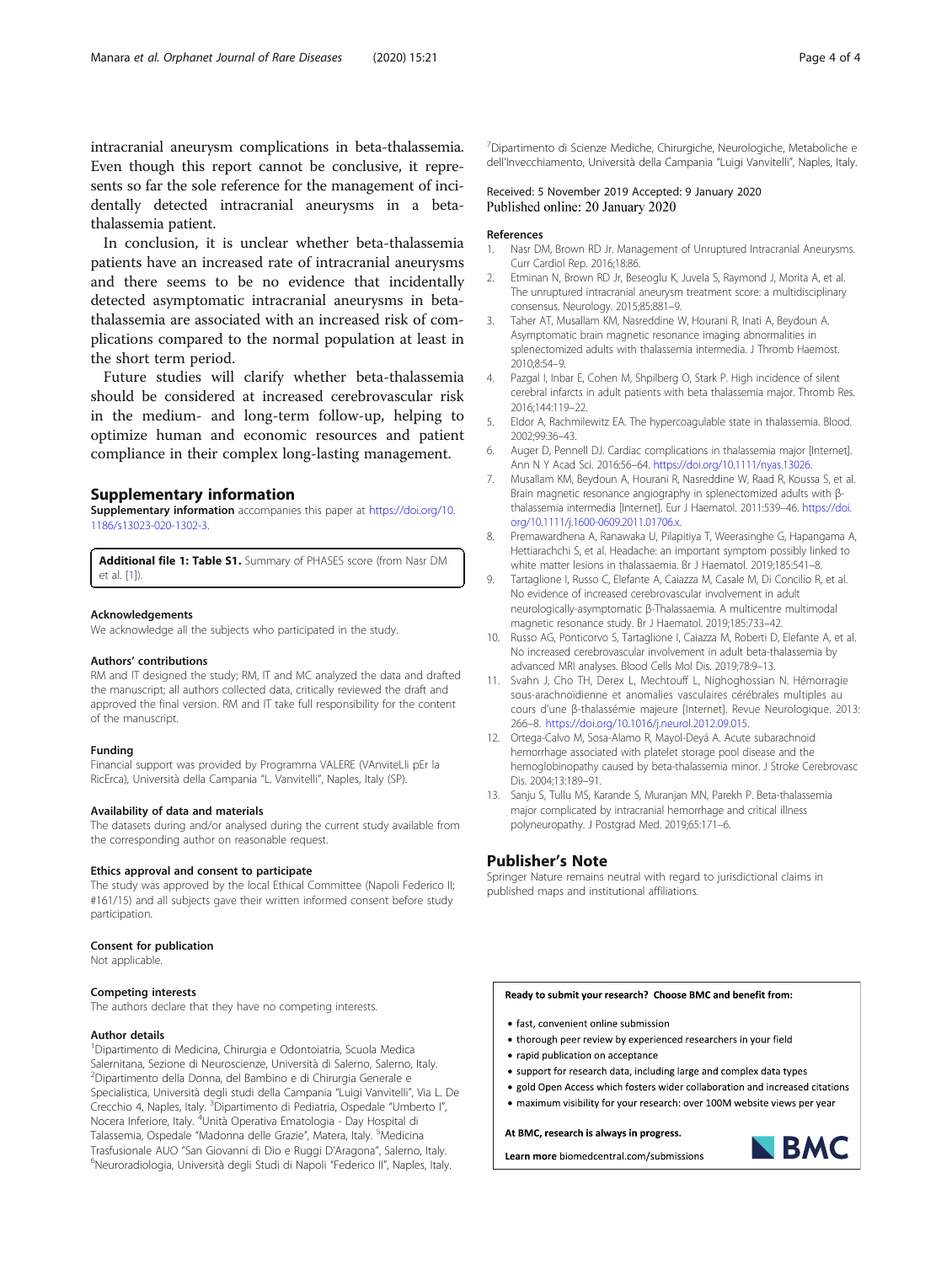intracranial aneurysm complications in beta-thalassemia. Even though this report cannot be conclusive, it represents so far the sole reference for the management of incidentally detected intracranial aneurysms in a beta-thalassemia patient.

In conclusion, it is unclear whether beta-thalassemia patients have an increased rate of intracranial aneurysms and there seems to be no evidence that incidentally detected asymptomatic intracranial aneurysms in beta-thalassemia are associated with an increased risk of complications compared to the normal population at least in the short term period.

Future studies will clarify whether beta-thalassemia should be considered at increased cerebrovascular risk in the medium- and long-term follow-up, helping to optimize human and economic resources and patient compliance in their complex long-lasting management.

## Supplementary information

**Supplementary information** accompanies this paper at https://doi.org/10.1186/s13023-020-1302-3.

**Additional file 1: Table S1.** Summary of PHASES score (from Nasr DM et al. [1]).

#### Acknowledgements

We acknowledge all the subjects who participated in the study.

#### Authors' contributions

RM and IT designed the study; RM, IT and MC analyzed the data and drafted the manuscript; all authors collected data, critically reviewed the draft and approved the final version. RM and IT take full responsibility for the content of the manuscript.

#### Funding

Financial support was provided by Programma VALERE (VAnviteLli pEr la RicErca), Università della Campania "L. Vanvitelli", Naples, Italy (SP).

#### Availability of data and materials

The datasets during and/or analysed during the current study available from the corresponding author on reasonable request.

#### Ethics approval and consent to participate

The study was approved by the local Ethical Committee (Napoli Federico II; #161/15) and all subjects gave their written informed consent before study participation.

#### Consent for publication

Not applicable.

#### Competing interests

The authors declare that they have no competing interests.

#### Author details

[1]Dipartimento di Medicina, Chirurgia e Odontoiatria, Scuola Medica Salernitana, Sezione di Neuroscienze, Università di Salerno, Salerno, Italy. [2]Dipartimento della Donna, del Bambino e di Chirurgia Generale e Specialistica, Università degli studi della Campania "Luigi Vanvitelli", Via L. De Crecchio 4, Naples, Italy. [3]Dipartimento di Pediatria, Ospedale "Umberto I", Nocera Inferiore, Italy. [4]Unità Operativa Ematologia - Day Hospital di Talassemia, Ospedale "Madonna delle Grazie", Matera, Italy. [5]Medicina Trasfusionale AUO "San Giovanni di Dio e Ruggi D'Aragona", Salerno, Italy. [6]Neuroradiologia, Università degli Studi di Napoli "Federico II", Naples, Italy. [7]Dipartimento di Scienze Mediche, Chirurgiche, Neurologiche, Metaboliche e dell'Invecchiamento, Università della Campania "Luigi Vanvitelli", Naples, Italy.

Received: 5 November 2019 Accepted: 9 January 2020
Published online: 20 January 2020

#### References

1. Nasr DM, Brown RD Jr. Management of Unruptured Intracranial Aneurysms. Curr Cardiol Rep. 2016;18:86.
2. Etminan N, Brown RD Jr, Beseoglu K, Juvela S, Raymond J, Morita A, et al. The unruptured intracranial aneurysm treatment score: a multidisciplinary consensus. Neurology. 2015;85:881–9.
3. Taher AT, Musallam KM, Nasreddine W, Hourani R, Inati A, Beydoun A. Asymptomatic brain magnetic resonance imaging abnormalities in splenectomized adults with thalassemia intermedia. J Thromb Haemost. 2010;8:54–9.
4. Pazgal I, Inbar E, Cohen M, Shpilberg O, Stark P. High incidence of silent cerebral infarcts in adult patients with beta thalassemia major. Thromb Res. 2016;144:119–22.
5. Eldor A, Rachmilewitz EA. The hypercoagulable state in thalassemia. Blood. 2002;99:36–43.
6. Auger D, Pennell DJ. Cardiac complications in thalassemia major [Internet]. Ann N Y Acad Sci. 2016:56–64. https://doi.org/10.1111/nyas.13026.
7. Musallam KM, Beydoun A, Hourani R, Nasreddine W, Raad R, Koussa S, et al. Brain magnetic resonance angiography in splenectomized adults with β-thalassemia intermedia [Internet]. Eur J Haematol. 2011:539–46. https://doi.org/10.1111/j.1600-0609.2011.01706.x.
8. Premawardhena A, Ranawaka U, Pilapitiya T, Weerasinghe G, Hapangama A, Hettiarachchi S, et al. Headache: an important symptom possibly linked to white matter lesions in thalassaemia. Br J Haematol. 2019;185:541–8.
9. Tartaglione I, Russo C, Elefante A, Caiazza M, Casale M, Di Concilio R, et al. No evidence of increased cerebrovascular involvement in adult neurologically-asymptomatic β-Thalassaemia. A multicentre multimodal magnetic resonance study. Br J Haematol. 2019;185:733–42.
10. Russo AG, Ponticorvo S, Tartaglione I, Caiazza M, Roberti D, Elefante A, et al. No increased cerebrovascular involvement in adult beta-thalassemia by advanced MRI analyses. Blood Cells Mol Dis. 2019;78:9–13.
11. Svahn J, Cho TH, Derex L, Mechtouff L, Nighoghossian N. Hémorragie sous-arachnoïdienne et anomalies vasculaires cérébrales multiples au cours d'une β-thalassémie majeure [Internet]. Revue Neurologique. 2013: 266–8. https://doi.org/10.1016/j.neurol.2012.09.015.
12. Ortega-Calvo M, Sosa-Alamo R, Mayol-Deyá A. Acute subarachnoid hemorrhage associated with platelet storage pool disease and the hemoglobinopathy caused by beta-thalassemia minor. J Stroke Cerebrovasc Dis. 2004;13:189–91.
13. Sanju S, Tullu MS, Karande S, Muranjan MN, Parekh P. Beta-thalassemia major complicated by intracranial hemorrhage and critical illness polyneuropathy. J Postgrad Med. 2019;65:171–6.

## Publisher's Note

Springer Nature remains neutral with regard to jurisdictional claims in published maps and institutional affiliations.